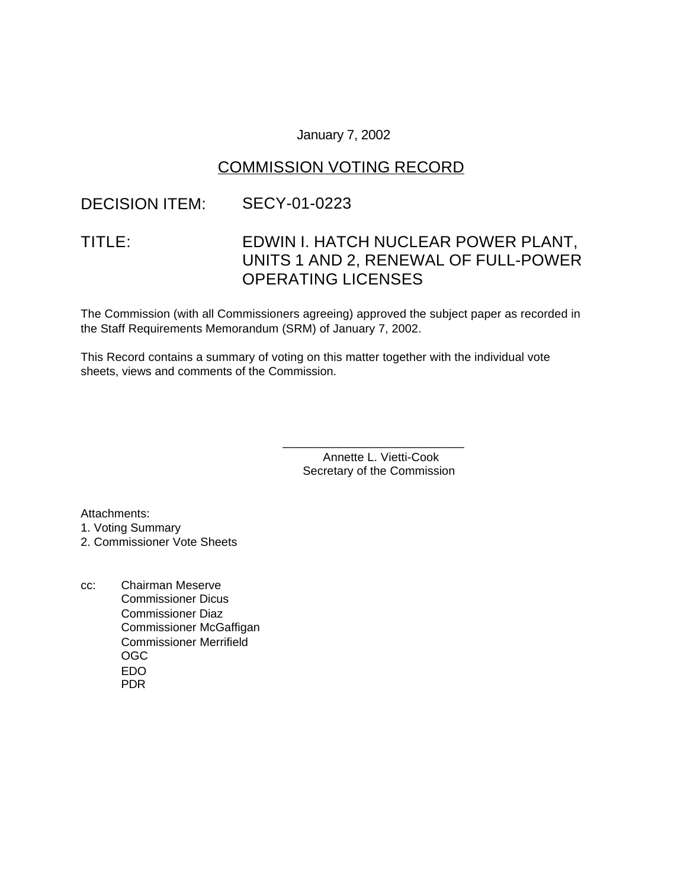January 7, 2002

## COMMISSION VOTING RECORD

DECISION ITEM: SECY-01-0223

TITLE: EDWIN I. HATCH NUCLEAR POWER PLANT, UNITS 1 AND 2, RENEWAL OF FULL-POWER OPERATING LICENSES

The Commission (with all Commissioners agreeing) approved the subject paper as recorded in the Staff Requirements Memorandum (SRM) of January 7, 2002.

This Record contains a summary of voting on this matter together with the individual vote sheets, views and comments of the Commission.

\_\_\_\_\_\_\_\_\_\_\_\_\_\_\_\_\_\_\_\_\_\_\_\_\_\_\_

Annette L. Vietti-Cook
Secretary of the Commission

Attachments:
1. Voting Summary
2. Commissioner Vote Sheets

cc: Chairman Meserve
Commissioner Dicus
Commissioner Diaz
Commissioner McGaffigan
Commissioner Merrifield
OGC
EDO
PDR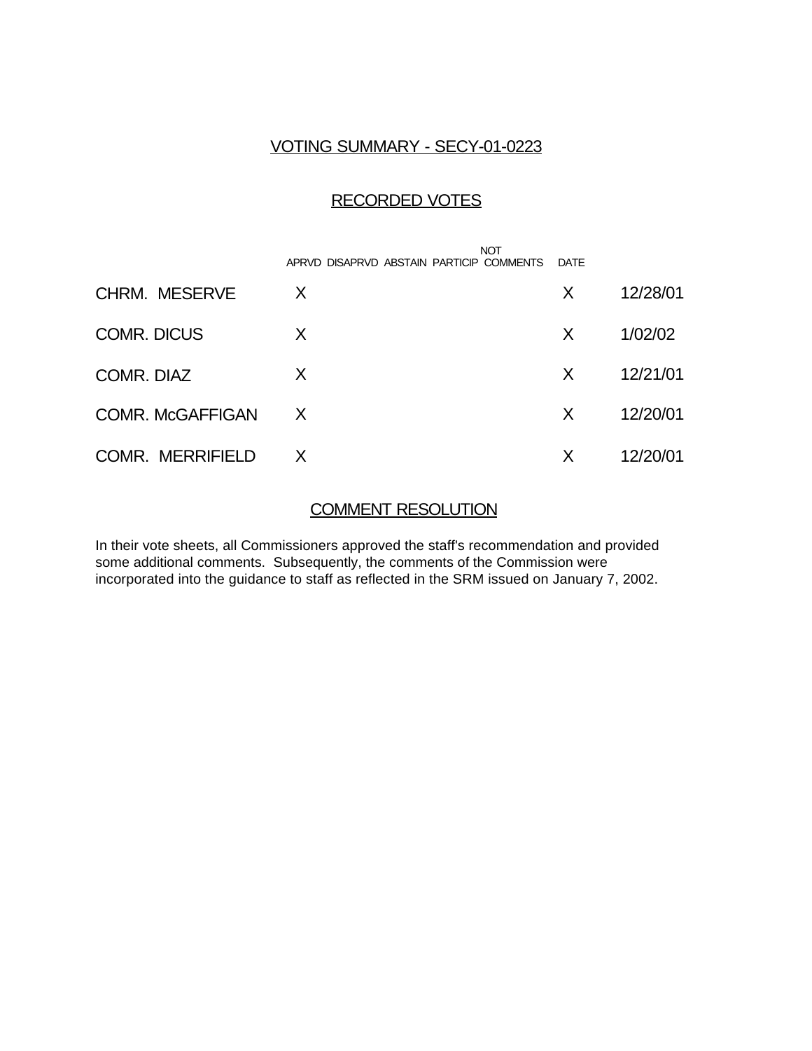## VOTING SUMMARY - SECY-01-0223

### RECORDED VOTES

| | APRVD | DISAPRVD | ABSTAIN | NOT PARTICIP | COMMENTS | DATE |
|---|---|---|---|---|---|---|
| CHRM. MESERVE | X | | | | X | 12/28/01 |
| COMR. DICUS | X | | | | X | 1/02/02 |
| COMR. DIAZ | X | | | | X | 12/21/01 |
| COMR. McGAFFIGAN | X | | | | X | 12/20/01 |
| COMR. MERRIFIELD | X | | | | X | 12/20/01 |

### COMMENT RESOLUTION

In their vote sheets, all Commissioners approved the staff's recommendation and provided some additional comments. Subsequently, the comments of the Commission were incorporated into the guidance to staff as reflected in the SRM issued on January 7, 2002.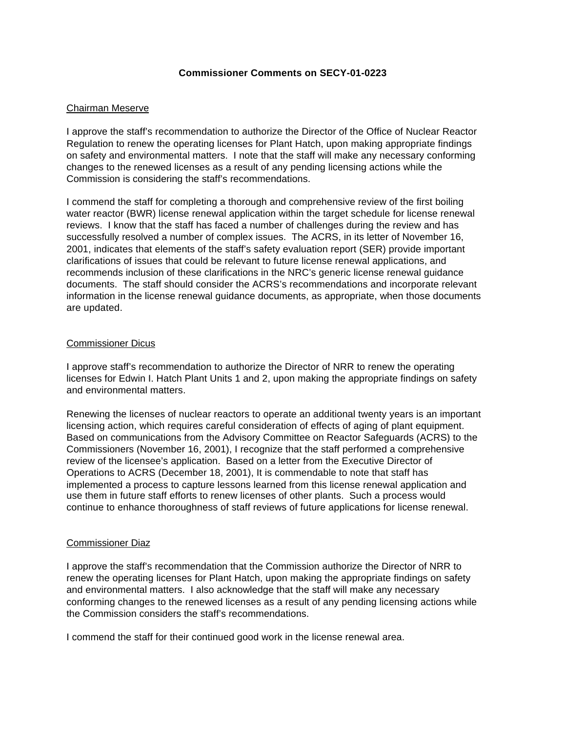**Commissioner Comments on SECY-01-0223**

Chairman Meserve

I approve the staff's recommendation to authorize the Director of the Office of Nuclear Reactor Regulation to renew the operating licenses for Plant Hatch, upon making appropriate findings on safety and environmental matters. I note that the staff will make any necessary conforming changes to the renewed licenses as a result of any pending licensing actions while the Commission is considering the staff's recommendations.

I commend the staff for completing a thorough and comprehensive review of the first boiling water reactor (BWR) license renewal application within the target schedule for license renewal reviews. I know that the staff has faced a number of challenges during the review and has successfully resolved a number of complex issues. The ACRS, in its letter of November 16, 2001, indicates that elements of the staff's safety evaluation report (SER) provide important clarifications of issues that could be relevant to future license renewal applications, and recommends inclusion of these clarifications in the NRC's generic license renewal guidance documents. The staff should consider the ACRS's recommendations and incorporate relevant information in the license renewal guidance documents, as appropriate, when those documents are updated.

Commissioner Dicus

I approve staff's recommendation to authorize the Director of NRR to renew the operating licenses for Edwin I. Hatch Plant Units 1 and 2, upon making the appropriate findings on safety and environmental matters.

Renewing the licenses of nuclear reactors to operate an additional twenty years is an important licensing action, which requires careful consideration of effects of aging of plant equipment. Based on communications from the Advisory Committee on Reactor Safeguards (ACRS) to the Commissioners (November 16, 2001), I recognize that the staff performed a comprehensive review of the licensee's application. Based on a letter from the Executive Director of Operations to ACRS (December 18, 2001), It is commendable to note that staff has implemented a process to capture lessons learned from this license renewal application and use them in future staff efforts to renew licenses of other plants. Such a process would continue to enhance thoroughness of staff reviews of future applications for license renewal.

Commissioner Diaz

I approve the staff's recommendation that the Commission authorize the Director of NRR to renew the operating licenses for Plant Hatch, upon making the appropriate findings on safety and environmental matters. I also acknowledge that the staff will make any necessary conforming changes to the renewed licenses as a result of any pending licensing actions while the Commission considers the staff's recommendations.

I commend the staff for their continued good work in the license renewal area.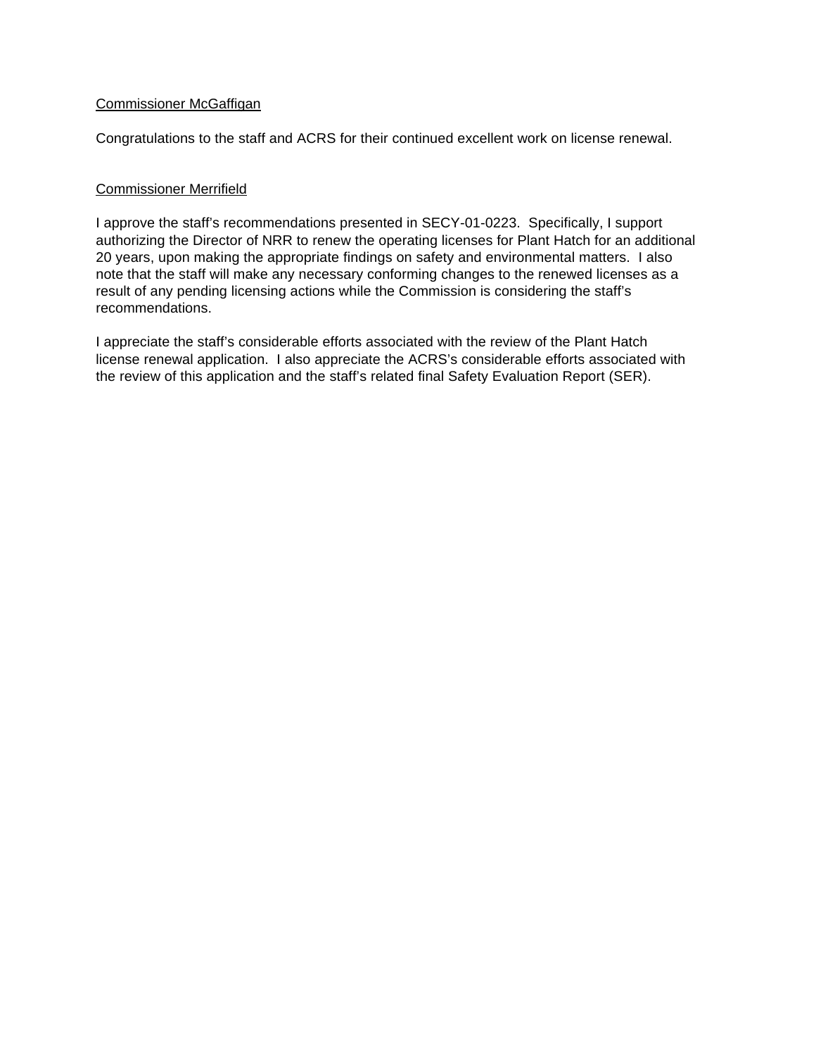Commissioner McGaffigan

Congratulations to the staff and ACRS for their continued excellent work on license renewal.

Commissioner Merrifield

I approve the staff's recommendations presented in SECY-01-0223. Specifically, I support authorizing the Director of NRR to renew the operating licenses for Plant Hatch for an additional 20 years, upon making the appropriate findings on safety and environmental matters. I also note that the staff will make any necessary conforming changes to the renewed licenses as a result of any pending licensing actions while the Commission is considering the staff's recommendations.

I appreciate the staff's considerable efforts associated with the review of the Plant Hatch license renewal application. I also appreciate the ACRS's considerable efforts associated with the review of this application and the staff's related final Safety Evaluation Report (SER).